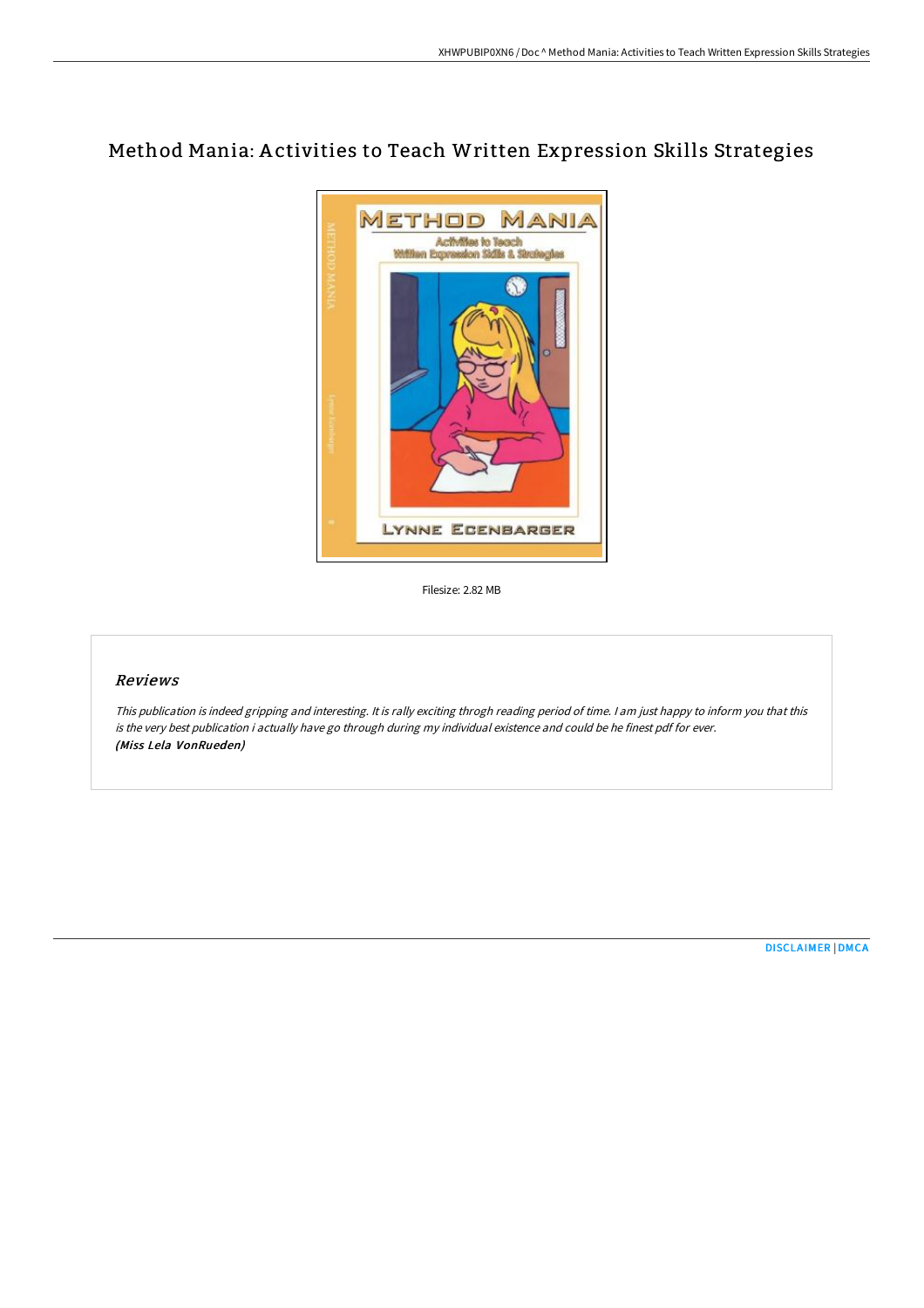# Method Mania: Activities to Teach Written Expression Skills Strategies

Filesize: 2.82 MB

## Reviews

*This publication is indeed gripping and interesting. It is rally exciting throgh reading period of time. I am just happy to inform you that this is the very best publication i actually have go through during my individual existence and could be he finest pdf for ever.*
***(Miss Lela VonRueden)***

DISCLAIMER | DMCA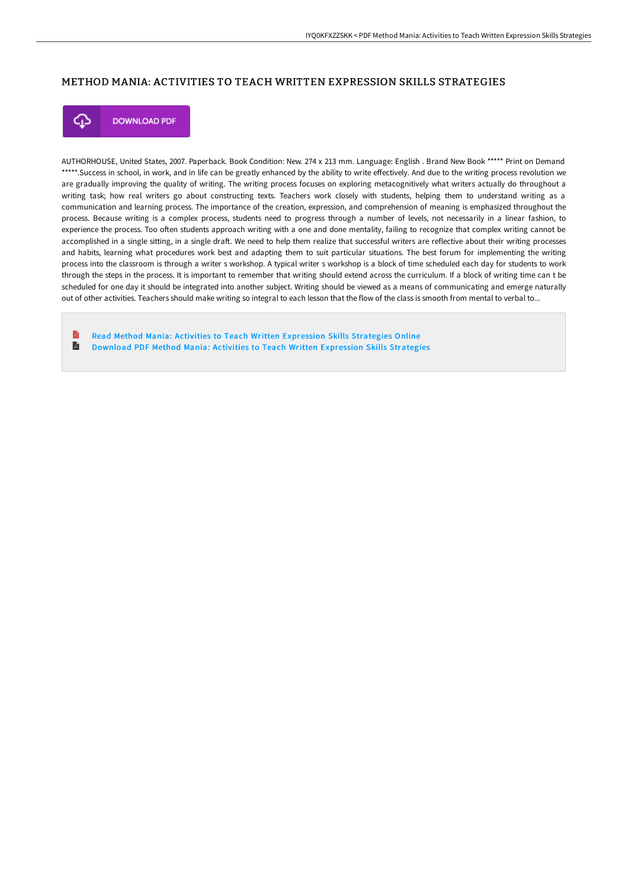# METHOD MANIA: ACTIVITIES TO TEACH WRITTEN EXPRESSION SKILLS STRATEGIES

DOWNLOAD PDF

AUTHORHOUSE, United States, 2007. Paperback. Book Condition: New. 274 x 213 mm. Language: English . Brand New Book ***** Print on Demand *****.Success in school, in work, and in life can be greatly enhanced by the ability to write effectively. And due to the writing process revolution we are gradually improving the quality of writing. The writing process focuses on exploring metacognitively what writers actually do throughout a writing task; how real writers go about constructing texts. Teachers work closely with students, helping them to understand writing as a communication and learning process. The importance of the creation, expression, and comprehension of meaning is emphasized throughout the process. Because writing is a complex process, students need to progress through a number of levels, not necessarily in a linear fashion, to experience the process. Too often students approach writing with a one and done mentality, failing to recognize that complex writing cannot be accomplished in a single sitting, in a single draft. We need to help them realize that successful writers are reflective about their writing processes and habits, learning what procedures work best and adapting them to suit particular situations. The best forum for implementing the writing process into the classroom is through a writer s workshop. A typical writer s workshop is a block of time scheduled each day for students to work through the steps in the process. It is important to remember that writing should extend across the curriculum. If a block of writing time can t be scheduled for one day it should be integrated into another subject. Writing should be viewed as a means of communicating and emerge naturally out of other activities. Teachers should make writing so integral to each lesson that the flow of the class is smooth from mental to verbal to...

Read Method Mania: Activities to Teach Written Expression Skills Strategies Online

Download PDF Method Mania: Activities to Teach Written Expression Skills Strategies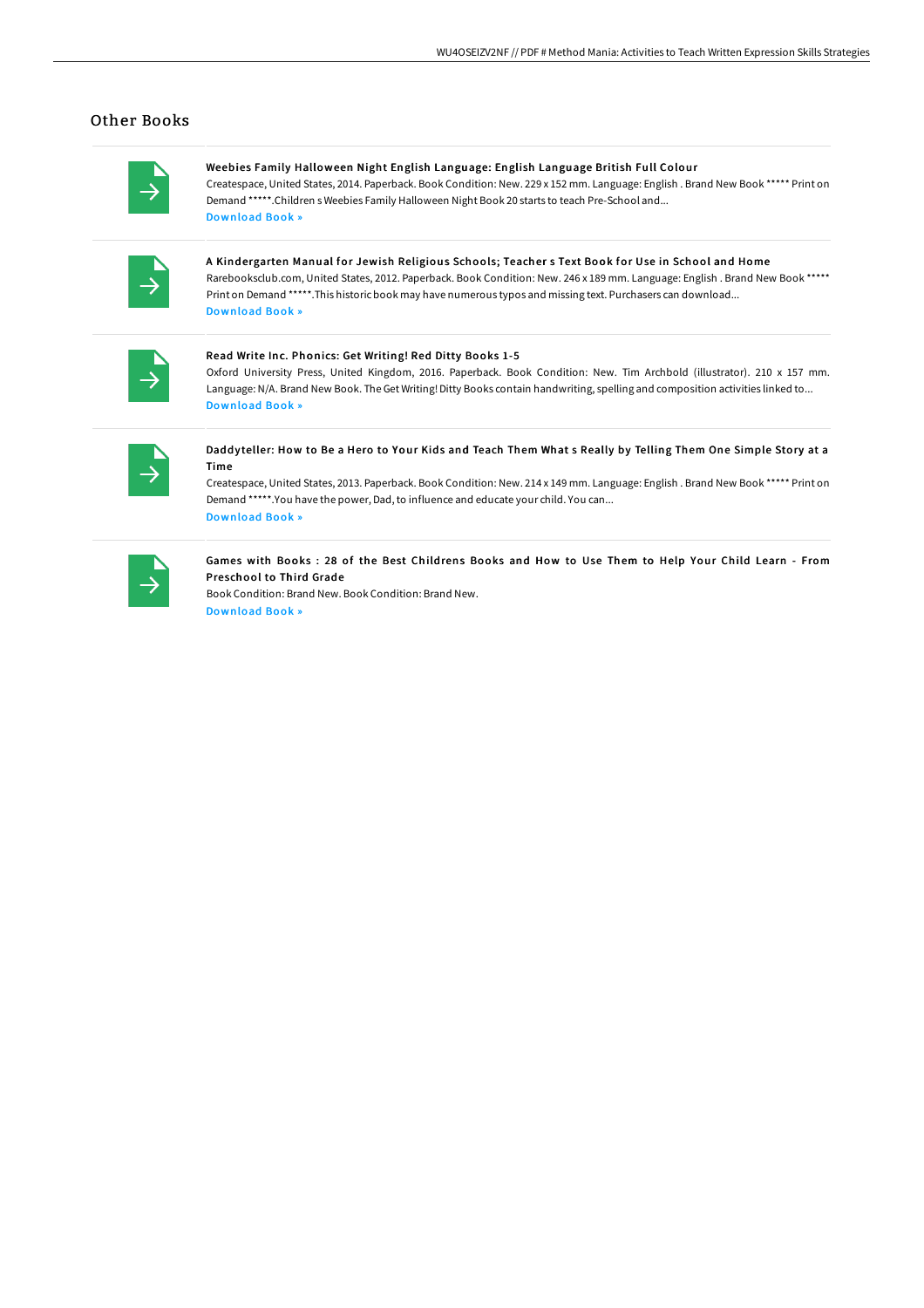## Other Books

**Weebies Family Halloween Night English Language: English Language British Full Colour**
Createspace, United States, 2014. Paperback. Book Condition: New. 229 x 152 mm. Language: English . Brand New Book ***** Print on Demand *****.Children s Weebies Family Halloween Night Book 20 starts to teach Pre-School and...
Download Book »

**A Kindergarten Manual for Jewish Religious Schools; Teacher s Text Book for Use in School and Home**
Rarebooksclub.com, United States, 2012. Paperback. Book Condition: New. 246 x 189 mm. Language: English . Brand New Book ***** Print on Demand *****.This historic book may have numerous typos and missing text. Purchasers can download...
Download Book »

**Read Write Inc. Phonics: Get Writing! Red Ditty Books 1-5**
Oxford University Press, United Kingdom, 2016. Paperback. Book Condition: New. Tim Archbold (illustrator). 210 x 157 mm. Language: N/A. Brand New Book. The Get Writing! Ditty Books contain handwriting, spelling and composition activities linked to...
Download Book »

**Daddyteller: How to Be a Hero to Your Kids and Teach Them What s Really by Telling Them One Simple Story at a Time**
Createspace, United States, 2013. Paperback. Book Condition: New. 214 x 149 mm. Language: English . Brand New Book ***** Print on Demand *****.You have the power, Dad, to influence and educate your child. You can...
Download Book »

**Games with Books : 28 of the Best Childrens Books and How to Use Them to Help Your Child Learn - From Preschool to Third Grade**
Book Condition: Brand New. Book Condition: Brand New.
Download Book »